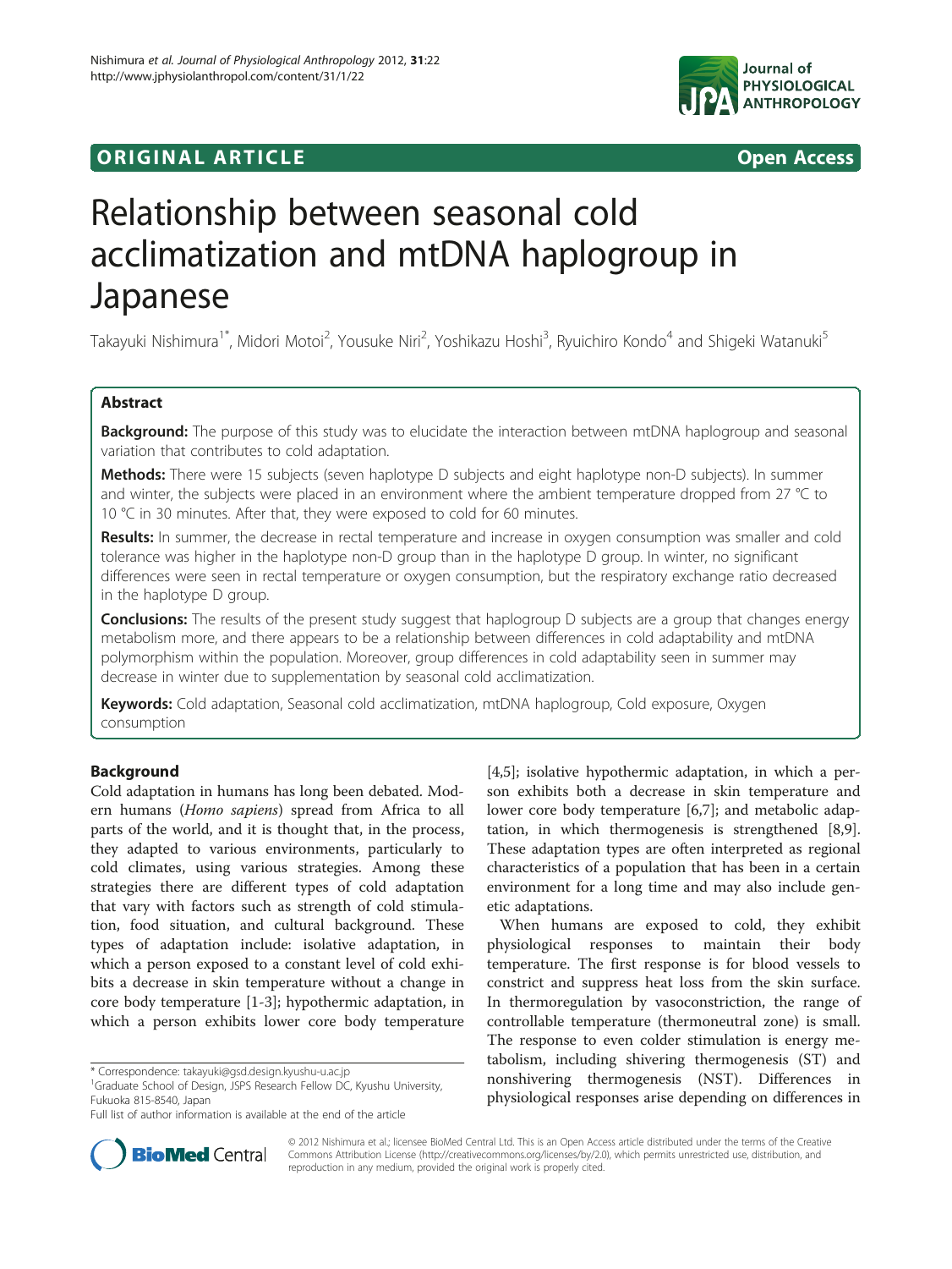ORIGINAL ARTICLE Open Access

# Relationship between seasonal cold acclimatization and mtDNA haplogroup in Japanese

Takayuki Nishimura[1*], Midori Motoi[2], Yousuke Niri[2], Yoshikazu Hoshi[3], Ryuichiro Kondo[4] and Shigeki Watanuki[5]

## Abstract

**Background:** The purpose of this study was to elucidate the interaction between mtDNA haplogroup and seasonal variation that contributes to cold adaptation.

**Methods:** There were 15 subjects (seven haplotype D subjects and eight haplotype non-D subjects). In summer and winter, the subjects were placed in an environment where the ambient temperature dropped from 27 °C to 10 °C in 30 minutes. After that, they were exposed to cold for 60 minutes.

**Results:** In summer, the decrease in rectal temperature and increase in oxygen consumption was smaller and cold tolerance was higher in the haplotype non-D group than in the haplotype D group. In winter, no significant differences were seen in rectal temperature or oxygen consumption, but the respiratory exchange ratio decreased in the haplotype D group.

**Conclusions:** The results of the present study suggest that haplogroup D subjects are a group that changes energy metabolism more, and there appears to be a relationship between differences in cold adaptability and mtDNA polymorphism within the population. Moreover, group differences in cold adaptability seen in summer may decrease in winter due to supplementation by seasonal cold acclimatization.

**Keywords:** Cold adaptation, Seasonal cold acclimatization, mtDNA haplogroup, Cold exposure, Oxygen consumption

## Background

Cold adaptation in humans has long been debated. Modern humans (*Homo sapiens*) spread from Africa to all parts of the world, and it is thought that, in the process, they adapted to various environments, particularly to cold climates, using various strategies. Among these strategies there are different types of cold adaptation that vary with factors such as strength of cold stimulation, food situation, and cultural background. These types of adaptation include: isolative adaptation, in which a person exposed to a constant level of cold exhibits a decrease in skin temperature without a change in core body temperature [1-3]; hypothermic adaptation, in which a person exhibits lower core body temperature [4,5]; isolative hypothermic adaptation, in which a person exhibits both a decrease in skin temperature and lower core body temperature [6,7]; and metabolic adaptation, in which thermogenesis is strengthened [8,9]. These adaptation types are often interpreted as regional characteristics of a population that has been in a certain environment for a long time and may also include genetic adaptations.

When humans are exposed to cold, they exhibit physiological responses to maintain their body temperature. The first response is for blood vessels to constrict and suppress heat loss from the skin surface. In thermoregulation by vasoconstriction, the range of controllable temperature (thermoneutral zone) is small. The response to even colder stimulation is energy metabolism, including shivering thermogenesis (ST) and nonshivering thermogenesis (NST). Differences in physiological responses arise depending on differences in

\* Correspondence: takayuki@gsd.design.kyushu-u.ac.jp

[1]Graduate School of Design, JSPS Research Fellow DC, Kyushu University, Fukuoka 815-8540, Japan

Full list of author information is available at the end of the article

© 2012 Nishimura et al.; licensee BioMed Central Ltd. This is an Open Access article distributed under the terms of the Creative Commons Attribution License (http://creativecommons.org/licenses/by/2.0), which permits unrestricted use, distribution, and reproduction in any medium, provided the original work is properly cited.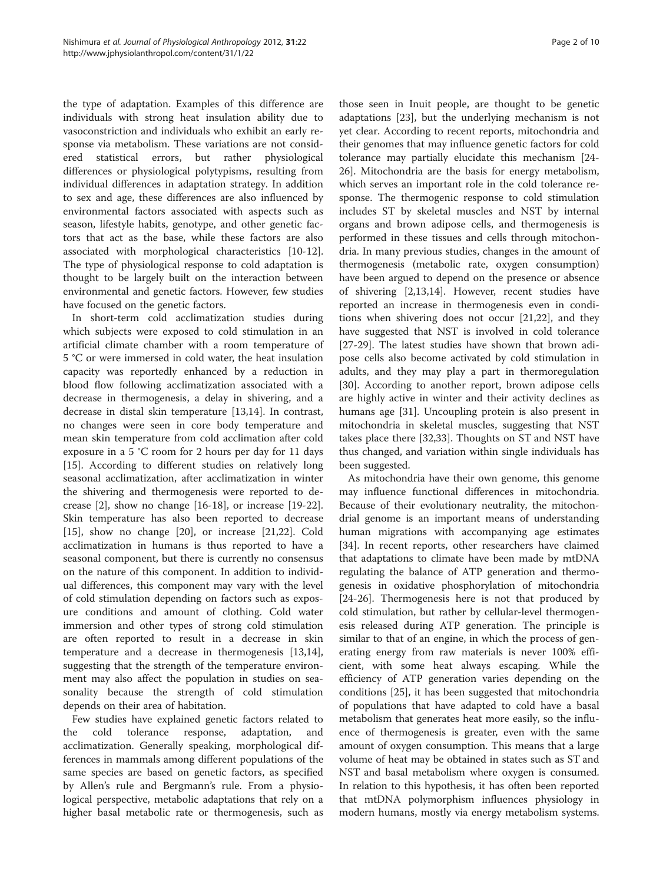the type of adaptation. Examples of this difference are individuals with strong heat insulation ability due to vasoconstriction and individuals who exhibit an early response via metabolism. These variations are not considered statistical errors, but rather physiological differences or physiological polytypisms, resulting from individual differences in adaptation strategy. In addition to sex and age, these differences are also influenced by environmental factors associated with aspects such as season, lifestyle habits, genotype, and other genetic factors that act as the base, while these factors are also associated with morphological characteristics [10-12]. The type of physiological response to cold adaptation is thought to be largely built on the interaction between environmental and genetic factors. However, few studies have focused on the genetic factors.

In short-term cold acclimatization studies during which subjects were exposed to cold stimulation in an artificial climate chamber with a room temperature of 5 °C or were immersed in cold water, the heat insulation capacity was reportedly enhanced by a reduction in blood flow following acclimatization associated with a decrease in thermogenesis, a delay in shivering, and a decrease in distal skin temperature [13,14]. In contrast, no changes were seen in core body temperature and mean skin temperature from cold acclimation after cold exposure in a 5 °C room for 2 hours per day for 11 days [15]. According to different studies on relatively long seasonal acclimatization, after acclimatization in winter the shivering and thermogenesis were reported to decrease [2], show no change [16-18], or increase [19-22]. Skin temperature has also been reported to decrease [15], show no change [20], or increase [21,22]. Cold acclimatization in humans is thus reported to have a seasonal component, but there is currently no consensus on the nature of this component. In addition to individual differences, this component may vary with the level of cold stimulation depending on factors such as exposure conditions and amount of clothing. Cold water immersion and other types of strong cold stimulation are often reported to result in a decrease in skin temperature and a decrease in thermogenesis [13,14], suggesting that the strength of the temperature environment may also affect the population in studies on seasonality because the strength of cold stimulation depends on their area of habitation.

Few studies have explained genetic factors related to the cold tolerance response, adaptation, and acclimatization. Generally speaking, morphological differences in mammals among different populations of the same species are based on genetic factors, as specified by Allen's rule and Bergmann's rule. From a physiological perspective, metabolic adaptations that rely on a higher basal metabolic rate or thermogenesis, such as those seen in Inuit people, are thought to be genetic adaptations [23], but the underlying mechanism is not yet clear. According to recent reports, mitochondria and their genomes that may influence genetic factors for cold tolerance may partially elucidate this mechanism [24-26]. Mitochondria are the basis for energy metabolism, which serves an important role in the cold tolerance response. The thermogenic response to cold stimulation includes ST by skeletal muscles and NST by internal organs and brown adipose cells, and thermogenesis is performed in these tissues and cells through mitochondria. In many previous studies, changes in the amount of thermogenesis (metabolic rate, oxygen consumption) have been argued to depend on the presence or absence of shivering [2,13,14]. However, recent studies have reported an increase in thermogenesis even in conditions when shivering does not occur [21,22], and they have suggested that NST is involved in cold tolerance [27-29]. The latest studies have shown that brown adipose cells also become activated by cold stimulation in adults, and they may play a part in thermoregulation [30]. According to another report, brown adipose cells are highly active in winter and their activity declines as humans age [31]. Uncoupling protein is also present in mitochondria in skeletal muscles, suggesting that NST takes place there [32,33]. Thoughts on ST and NST have thus changed, and variation within single individuals has been suggested.

As mitochondria have their own genome, this genome may influence functional differences in mitochondria. Because of their evolutionary neutrality, the mitochondrial genome is an important means of understanding human migrations with accompanying age estimates [34]. In recent reports, other researchers have claimed that adaptations to climate have been made by mtDNA regulating the balance of ATP generation and thermogenesis in oxidative phosphorylation of mitochondria [24-26]. Thermogenesis here is not that produced by cold stimulation, but rather by cellular-level thermogenesis released during ATP generation. The principle is similar to that of an engine, in which the process of generating energy from raw materials is never 100% efficient, with some heat always escaping. While the efficiency of ATP generation varies depending on the conditions [25], it has been suggested that mitochondria of populations that have adapted to cold have a basal metabolism that generates heat more easily, so the influence of thermogenesis is greater, even with the same amount of oxygen consumption. This means that a large volume of heat may be obtained in states such as ST and NST and basal metabolism where oxygen is consumed. In relation to this hypothesis, it has often been reported that mtDNA polymorphism influences physiology in modern humans, mostly via energy metabolism systems.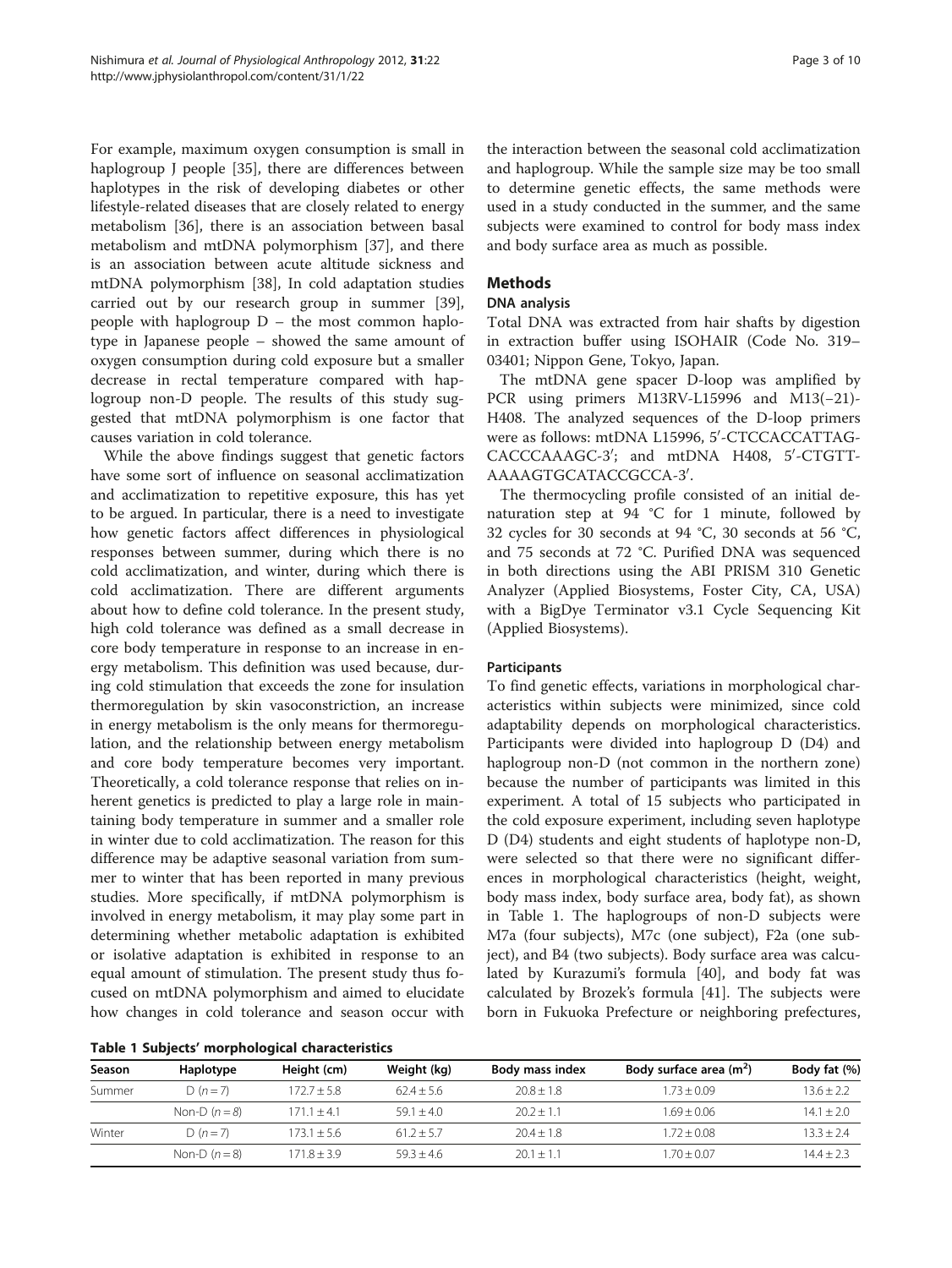For example, maximum oxygen consumption is small in haplogroup J people [35], there are differences between haplotypes in the risk of developing diabetes or other lifestyle-related diseases that are closely related to energy metabolism [36], there is an association between basal metabolism and mtDNA polymorphism [37], and there is an association between acute altitude sickness and mtDNA polymorphism [38], In cold adaptation studies carried out by our research group in summer [39], people with haplogroup D – the most common haplotype in Japanese people – showed the same amount of oxygen consumption during cold exposure but a smaller decrease in rectal temperature compared with haplogroup non-D people. The results of this study suggested that mtDNA polymorphism is one factor that causes variation in cold tolerance.

While the above findings suggest that genetic factors have some sort of influence on seasonal acclimatization and acclimatization to repetitive exposure, this has yet to be argued. In particular, there is a need to investigate how genetic factors affect differences in physiological responses between summer, during which there is no cold acclimatization, and winter, during which there is cold acclimatization. There are different arguments about how to define cold tolerance. In the present study, high cold tolerance was defined as a small decrease in core body temperature in response to an increase in energy metabolism. This definition was used because, during cold stimulation that exceeds the zone for insulation thermoregulation by skin vasoconstriction, an increase in energy metabolism is the only means for thermoregulation, and the relationship between energy metabolism and core body temperature becomes very important. Theoretically, a cold tolerance response that relies on inherent genetics is predicted to play a large role in maintaining body temperature in summer and a smaller role in winter due to cold acclimatization. The reason for this difference may be adaptive seasonal variation from summer to winter that has been reported in many previous studies. More specifically, if mtDNA polymorphism is involved in energy metabolism, it may play some part in determining whether metabolic adaptation is exhibited or isolative adaptation is exhibited in response to an equal amount of stimulation. The present study thus focused on mtDNA polymorphism and aimed to elucidate how changes in cold tolerance and season occur with the interaction between the seasonal cold acclimatization and haplogroup. While the sample size may be too small to determine genetic effects, the same methods were used in a study conducted in the summer, and the same subjects were examined to control for body mass index and body surface area as much as possible.

## Methods

### DNA analysis

Total DNA was extracted from hair shafts by digestion in extraction buffer using ISOHAIR (Code No. 319–03401; Nippon Gene, Tokyo, Japan.

The mtDNA gene spacer D-loop was amplified by PCR using primers M13RV-L15996 and M13(−21)-H408. The analyzed sequences of the D-loop primers were as follows: mtDNA L15996, 5′-CTCCACCATTAG-CACCCAAAGC-3′; and mtDNA H408, 5′-CTGTT-AAAAGTGCATACCGCCA-3′.

The thermocycling profile consisted of an initial denaturation step at 94 °C for 1 minute, followed by 32 cycles for 30 seconds at 94 °C, 30 seconds at 56 °C, and 75 seconds at 72 °C. Purified DNA was sequenced in both directions using the ABI PRISM 310 Genetic Analyzer (Applied Biosystems, Foster City, CA, USA) with a BigDye Terminator v3.1 Cycle Sequencing Kit (Applied Biosystems).

### Participants

To find genetic effects, variations in morphological characteristics within subjects were minimized, since cold adaptability depends on morphological characteristics. Participants were divided into haplogroup D (D4) and haplogroup non-D (not common in the northern zone) because the number of participants was limited in this experiment. A total of 15 subjects who participated in the cold exposure experiment, including seven haplotype D (D4) students and eight students of haplotype non-D, were selected so that there were no significant differences in morphological characteristics (height, weight, body mass index, body surface area, body fat), as shown in Table 1. The haplogroups of non-D subjects were M7a (four subjects), M7c (one subject), F2a (one subject), and B4 (two subjects). Body surface area was calculated by Kurazumi's formula [40], and body fat was calculated by Brozek's formula [41]. The subjects were born in Fukuoka Prefecture or neighboring prefectures,

**Table 1 Subjects' morphological characteristics**

| Season | Haplotype | Height (cm) | Weight (kg) | Body mass index | Body surface area ($m^2$) | Body fat (%) |
|---|---|---|---|---|---|---|
| Summer | D ($n = 7$) | 172.7 ± 5.8 | 62.4 ± 5.6 | 20.8 ± 1.8 | 1.73 ± 0.09 | 13.6 ± 2.2 |
| | Non-D ($n = 8$) | 171.1 ± 4.1 | 59.1 ± 4.0 | 20.2 ± 1.1 | 1.69 ± 0.06 | 14.1 ± 2.0 |
| Winter | D ($n = 7$) | 173.1 ± 5.6 | 61.2 ± 5.7 | 20.4 ± 1.8 | 1.72 ± 0.08 | 13.3 ± 2.4 |
| | Non-D ($n = 8$) | 171.8 ± 3.9 | 59.3 ± 4.6 | 20.1 ± 1.1 | 1.70 ± 0.07 | 14.4 ± 2.3 |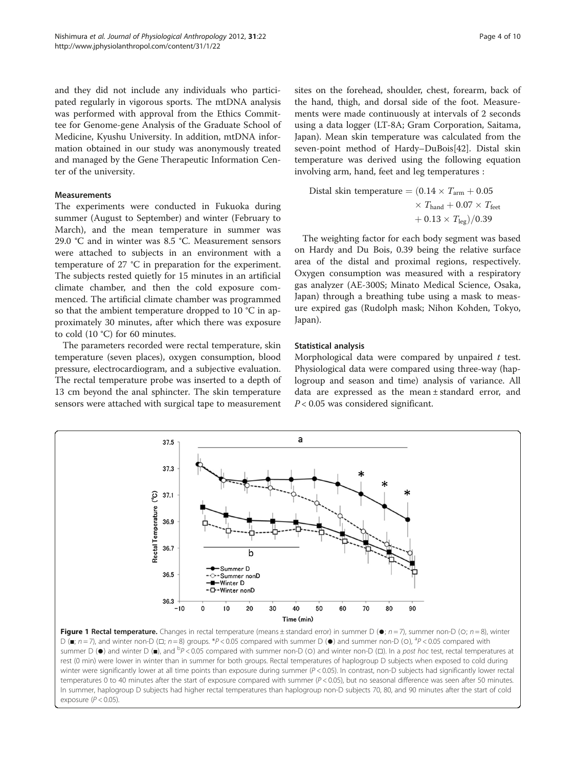and they did not include any individuals who participated regularly in vigorous sports. The mtDNA analysis was performed with approval from the Ethics Committee for Genome-gene Analysis of the Graduate School of Medicine, Kyushu University. In addition, mtDNA information obtained in our study was anonymously treated and managed by the Gene Therapeutic Information Center of the university.

### Measurements

The experiments were conducted in Fukuoka during summer (August to September) and winter (February to March), and the mean temperature in summer was 29.0 °C and in winter was 8.5 °C. Measurement sensors were attached to subjects in an environment with a temperature of 27 °C in preparation for the experiment. The subjects rested quietly for 15 minutes in an artificial climate chamber, and then the cold exposure commenced. The artificial climate chamber was programmed so that the ambient temperature dropped to 10 °C in approximately 30 minutes, after which there was exposure to cold (10 °C) for 60 minutes.

The parameters recorded were rectal temperature, skin temperature (seven places), oxygen consumption, blood pressure, electrocardiogram, and a subjective evaluation. The rectal temperature probe was inserted to a depth of 13 cm beyond the anal sphincter. The skin temperature sensors were attached with surgical tape to measurement sites on the forehead, shoulder, chest, forearm, back of the hand, thigh, and dorsal side of the foot. Measurements were made continuously at intervals of 2 seconds using a data logger (LT-8A; Gram Corporation, Saitama, Japan). Mean skin temperature was calculated from the seven-point method of Hardy–DuBois[42]. Distal skin temperature was derived using the following equation involving arm, hand, feet and leg temperatures :

$$\text{Distal skin temperature} = (0.14 \times T_{\text{arm}} + 0.05 \times T_{\text{hand}} + 0.07 \times T_{\text{feet}} + 0.13 \times T_{\text{leg}})/0.39$$

The weighting factor for each body segment was based on Hardy and Du Bois, 0.39 being the relative surface area of the distal and proximal regions, respectively. Oxygen consumption was measured with a respiratory gas analyzer (AE-300S; Minato Medical Science, Osaka, Japan) through a breathing tube using a mask to measure expired gas (Rudolph mask; Nihon Kohden, Tokyo, Japan).

### Statistical analysis

Morphological data were compared by unpaired *t* test. Physiological data were compared using three-way (haplogroup and season and time) analysis of variance. All data are expressed as the mean ± standard error, and $P < 0.05$ was considered significant.

**Figure 1 Rectal temperature.** Changes in rectal temperature (means ± standard error) in summer D (●; $n = 7$), summer non-D (○; $n = 8$), winter D (■; $n = 7$), and winter non-D (□; $n = 8$) groups. *$P < 0.05$ compared with summer D (●) and summer non-D (○), [a]$P < 0.05$ compared with summer D (●) and winter D (■), and [b]$P < 0.05$ compared with summer non-D (○) and winter non-D (□). In a *post hoc* test, rectal temperatures at rest (0 min) were lower in winter than in summer for both groups. Rectal temperatures of haplogroup D subjects when exposed to cold during winter were significantly lower at all time points than exposure during summer ($P < 0.05$). In contrast, non-D subjects had significantly lower rectal temperatures 0 to 40 minutes after the start of exposure compared with summer ($P < 0.05$), but no seasonal difference was seen after 50 minutes. In summer, haplogroup D subjects had higher rectal temperatures than haplogroup non-D subjects 70, 80, and 90 minutes after the start of cold exposure ($P < 0.05$).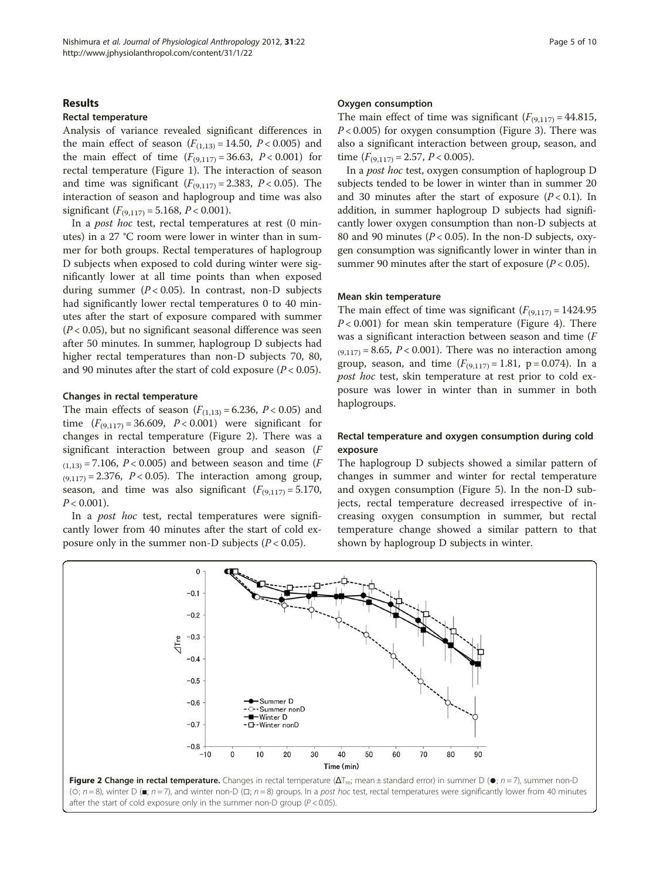## Results

### Rectal temperature

Analysis of variance revealed significant differences in the main effect of season ($F_{(1,13)} = 14.50$, $P < 0.005$) and the main effect of time ($F_{(9,117)} = 36.63$, $P < 0.001$) for rectal temperature (Figure 1). The interaction of season and time was significant ($F_{(9,117)} = 2.383$, $P < 0.05$). The interaction of season and haplogroup and time was also significant ($F_{(9,117)} = 5.168$, $P < 0.001$).

In a *post hoc* test, rectal temperatures at rest (0 minutes) in a 27 °C room were lower in winter than in summer for both groups. Rectal temperatures of haplogroup D subjects when exposed to cold during winter were significantly lower at all time points than when exposed during summer ($P < 0.05$). In contrast, non-D subjects had significantly lower rectal temperatures 0 to 40 minutes after the start of exposure compared with summer ($P < 0.05$), but no significant seasonal difference was seen after 50 minutes. In summer, haplogroup D subjects had higher rectal temperatures than non-D subjects 70, 80, and 90 minutes after the start of cold exposure ($P < 0.05$).

### Changes in rectal temperature

The main effects of season ($F_{(1,13)} = 6.236$, $P < 0.05$) and time ($F_{(9,117)} = 36.609$, $P < 0.001$) were significant for changes in rectal temperature (Figure 2). There was a significant interaction between group and season ($F_{(1,13)} = 7.106$, $P < 0.005$) and between season and time ($F_{(9,117)} = 2.376$, $P < 0.05$). The interaction among group, season, and time was also significant ($F_{(9,117)} = 5.170$, $P < 0.001$).

In a *post hoc* test, rectal temperatures were significantly lower from 40 minutes after the start of cold exposure only in the summer non-D subjects ($P < 0.05$).

### Oxygen consumption

The main effect of time was significant ($F_{(9,117)} = 44.815$, $P < 0.005$) for oxygen consumption (Figure 3). There was also a significant interaction between group, season, and time ($F_{(9,117)} = 2.57$, $P < 0.005$).

In a *post hoc* test, oxygen consumption of haplogroup D subjects tended to be lower in winter than in summer 20 and 30 minutes after the start of exposure ($P < 0.1$). In addition, in summer haplogroup D subjects had significantly lower oxygen consumption than non-D subjects at 80 and 90 minutes ($P < 0.05$). In the non-D subjects, oxygen consumption was significantly lower in winter than in summer 90 minutes after the start of exposure ($P < 0.05$).

### Mean skin temperature

The main effect of time was significant ($F_{(9,117)} = 1424.95$ $P < 0.001$) for mean skin temperature (Figure 4). There was a significant interaction between season and time ($F_{(9,117)} = 8.65$, $P < 0.001$). There was no interaction among group, season, and time ($F_{(9,117)} = 1.81$, $p = 0.074$). In a *post hoc* test, skin temperature at rest prior to cold exposure was lower in winter than in summer in both haplogroups.

### Rectal temperature and oxygen consumption during cold exposure

The haplogroup D subjects showed a similar pattern of changes in summer and winter for rectal temperature and oxygen consumption (Figure 5). In the non-D subjects, rectal temperature decreased irrespective of increasing oxygen consumption in summer, but rectal temperature change showed a similar pattern to that shown by haplogroup D subjects in winter.

**Figure 2 Change in rectal temperature.** Changes in rectal temperature ($\Delta T_{re}$; mean ± standard error) in summer D (●; $n = 7$), summer non-D (○; $n = 8$), winter D (■; $n = 7$), and winter non-D (□; $n = 8$) groups. In a *post hoc* test, rectal temperatures were significantly lower from 40 minutes after the start of cold exposure only in the summer non-D group ($P < 0.05$).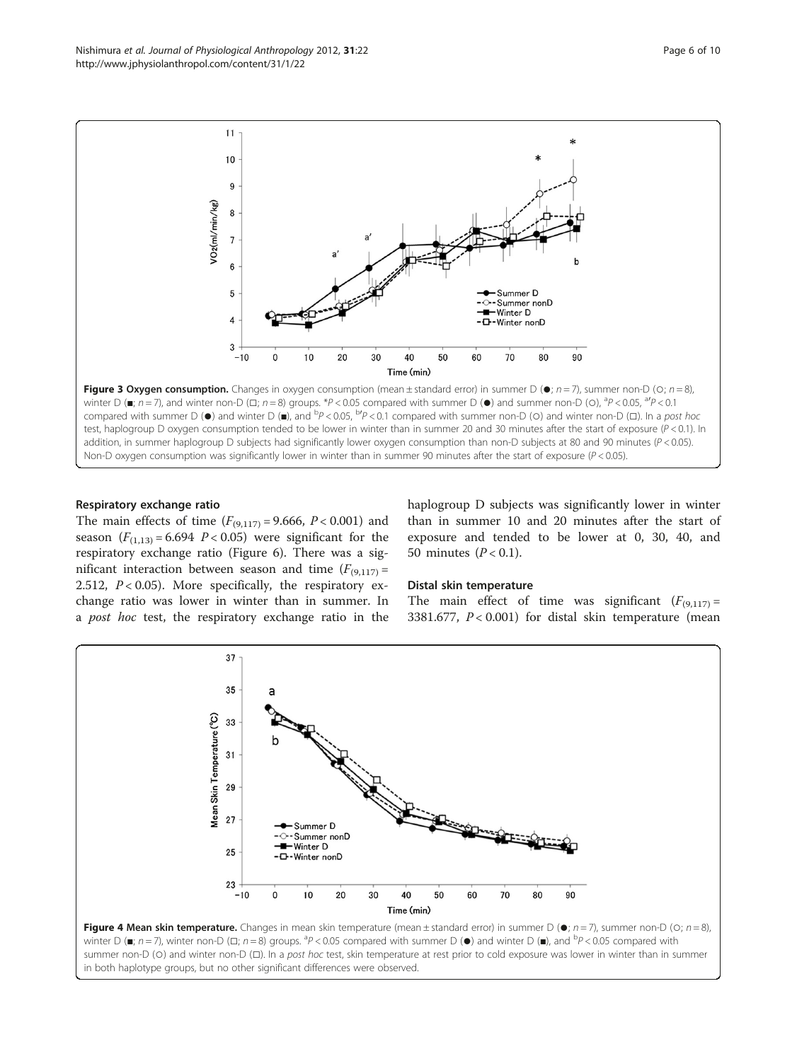**Figure 3 Oxygen consumption.** Changes in oxygen consumption (mean ± standard error) in summer D (●; $n = 7$), summer non-D (○; $n = 8$), winter D (■; $n = 7$), and winter non-D (□; $n = 8$) groups. *$P < 0.05$ compared with summer D (●) and summer non-D (○), [a]$P < 0.05$, [a']$P < 0.1$ compared with summer D (●) and winter D (■), and [b]$P < 0.05$, [b']$P < 0.1$ compared with summer non-D (○) and winter non-D (□). In a *post hoc* test, haplogroup D oxygen consumption tended to be lower in winter than in summer 20 and 30 minutes after the start of exposure ($P < 0.1$). In addition, in summer haplogroup D subjects had significantly lower oxygen consumption than non-D subjects at 80 and 90 minutes ($P < 0.05$). Non-D oxygen consumption was significantly lower in winter than in summer 90 minutes after the start of exposure ($P < 0.05$).

### Respiratory exchange ratio

The main effects of time ($F_{(9,117)} = 9.666$, $P < 0.001$) and season ($F_{(1,13)} = 6.694$ $P < 0.05$) were significant for the respiratory exchange ratio (Figure 6). There was a significant interaction between season and time ($F_{(9,117)} = 2.512$, $P < 0.05$). More specifically, the respiratory exchange ratio was lower in winter than in summer. In a *post hoc* test, the respiratory exchange ratio in the haplogroup D subjects was significantly lower in winter than in summer 10 and 20 minutes after the start of exposure and tended to be lower at 0, 30, 40, and 50 minutes ($P < 0.1$).

### Distal skin temperature

The main effect of time was significant ($F_{(9,117)} = 3381.677$, $P < 0.001$) for distal skin temperature (mean

**Figure 4 Mean skin temperature.** Changes in mean skin temperature (mean ± standard error) in summer D (●; $n = 7$), summer non-D (○; $n = 8$), winter D (■; $n = 7$), winter non-D (□; $n = 8$) groups. [a]$P < 0.05$ compared with summer D (●) and winter D (■), and [b]$P < 0.05$ compared with summer non-D (○) and winter non-D (□). In a *post hoc* test, skin temperature at rest prior to cold exposure was lower in winter than in summer in both haplotype groups, but no other significant differences were observed.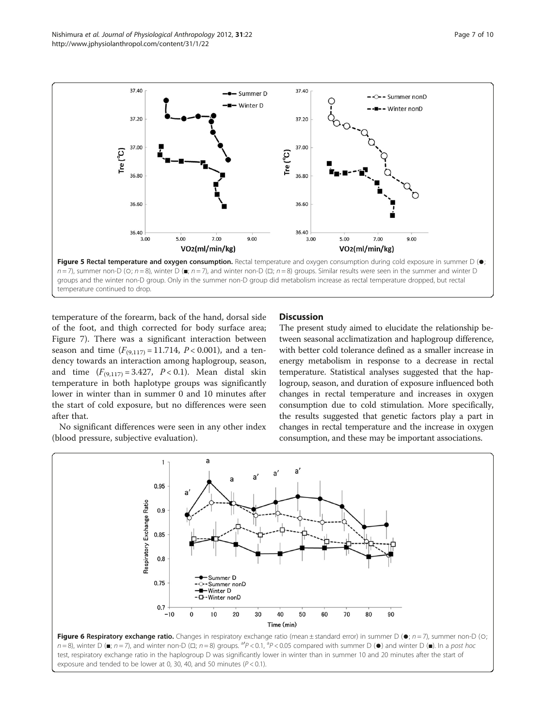**Figure 5 Rectal temperature and oxygen consumption.** Rectal temperature and oxygen consumption during cold exposure in summer D (●; $n = 7$), summer non-D (○; $n = 8$), winter D (■; $n = 7$), and winter non-D (□; $n = 8$) groups. Similar results were seen in the summer and winter D groups and the winter non-D group. Only in the summer non-D group did metabolism increase as rectal temperature dropped, but rectal temperature continued to drop.

temperature of the forearm, back of the hand, dorsal side of the foot, and thigh corrected for body surface area; Figure 7). There was a significant interaction between season and time ($F_{(9,117)} = 11.714$, $P < 0.001$), and a tendency towards an interaction among haplogroup, season, and time ($F_{(9,117)} = 3.427$, $P < 0.1$). Mean distal skin temperature in both haplotype groups was significantly lower in winter than in summer 0 and 10 minutes after the start of cold exposure, but no differences were seen after that.

No significant differences were seen in any other index (blood pressure, subjective evaluation).

## Discussion

The present study aimed to elucidate the relationship between seasonal acclimatization and haplogroup difference, with better cold tolerance defined as a smaller increase in energy metabolism in response to a decrease in rectal temperature. Statistical analyses suggested that the haplogroup, season, and duration of exposure influenced both changes in rectal temperature and increases in oxygen consumption due to cold stimulation. More specifically, the results suggested that genetic factors play a part in changes in rectal temperature and the increase in oxygen consumption, and these may be important associations.

**Figure 6 Respiratory exchange ratio.** Changes in respiratory exchange ratio (mean ± standard error) in summer D (●; $n = 7$), summer non-D (○; $n = 8$), winter D (■; $n = 7$), and winter non-D (□; $n = 8$) groups. [a']$P < 0.1$, [a]$P < 0.05$ compared with summer D (●) and winter D (■). In a *post hoc* test, respiratory exchange ratio in the haplogroup D was significantly lower in winter than in summer 10 and 20 minutes after the start of exposure and tended to be lower at 0, 30, 40, and 50 minutes ($P < 0.1$).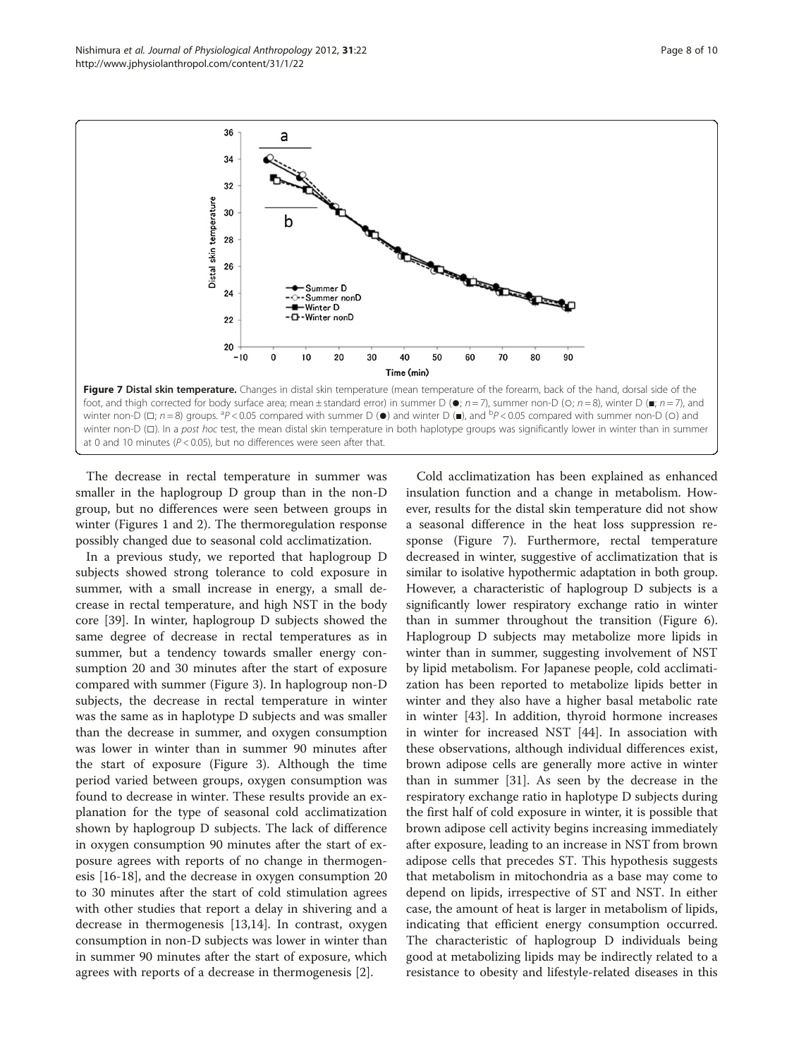**Figure 7 Distal skin temperature.** Changes in distal skin temperature (mean temperature of the forearm, back of the hand, dorsal side of the foot, and thigh corrected for body surface area; mean ± standard error) in summer D (●; $n = 7$), summer non-D (○; $n = 8$), winter D (■; $n = 7$), and winter non-D (□; $n = 8$) groups. [a]$P < 0.05$ compared with summer D (●) and winter D (■), and [b]$P < 0.05$ compared with summer non-D (○) and winter non-D (□). In a *post hoc* test, the mean distal skin temperature in both haplotype groups was significantly lower in winter than in summer at 0 and 10 minutes ($P < 0.05$), but no differences were seen after that.

The decrease in rectal temperature in summer was smaller in the haplogroup D group than in the non-D group, but no differences were seen between groups in winter (Figures 1 and 2). The thermoregulation response possibly changed due to seasonal cold acclimatization.

In a previous study, we reported that haplogroup D subjects showed strong tolerance to cold exposure in summer, with a small increase in energy, a small decrease in rectal temperature, and high NST in the body core [39]. In winter, haplogroup D subjects showed the same degree of decrease in rectal temperatures as in summer, but a tendency towards smaller energy consumption 20 and 30 minutes after the start of exposure compared with summer (Figure 3). In haplogroup non-D subjects, the decrease in rectal temperature in winter was the same as in haplotype D subjects and was smaller than the decrease in summer, and oxygen consumption was lower in winter than in summer 90 minutes after the start of exposure (Figure 3). Although the time period varied between groups, oxygen consumption was found to decrease in winter. These results provide an explanation for the type of seasonal cold acclimatization shown by haplogroup D subjects. The lack of difference in oxygen consumption 90 minutes after the start of exposure agrees with reports of no change in thermogenesis [16-18], and the decrease in oxygen consumption 20 to 30 minutes after the start of cold stimulation agrees with other studies that report a delay in shivering and a decrease in thermogenesis [13,14]. In contrast, oxygen consumption in non-D subjects was lower in winter than in summer 90 minutes after the start of exposure, which agrees with reports of a decrease in thermogenesis [2].

Cold acclimatization has been explained as enhanced insulation function and a change in metabolism. However, results for the distal skin temperature did not show a seasonal difference in the heat loss suppression response (Figure 7). Furthermore, rectal temperature decreased in winter, suggestive of acclimatization that is similar to isolative hypothermic adaptation in both group. However, a characteristic of haplogroup D subjects is a significantly lower respiratory exchange ratio in winter than in summer throughout the transition (Figure 6). Haplogroup D subjects may metabolize more lipids in winter than in summer, suggesting involvement of NST by lipid metabolism. For Japanese people, cold acclimatization has been reported to metabolize lipids better in winter and they also have a higher basal metabolic rate in winter [43]. In addition, thyroid hormone increases in winter for increased NST [44]. In association with these observations, although individual differences exist, brown adipose cells are generally more active in winter than in summer [31]. As seen by the decrease in the respiratory exchange ratio in haplotype D subjects during the first half of cold exposure in winter, it is possible that brown adipose cell activity begins increasing immediately after exposure, leading to an increase in NST from brown adipose cells that precedes ST. This hypothesis suggests that metabolism in mitochondria as a base may come to depend on lipids, irrespective of ST and NST. In either case, the amount of heat is larger in metabolism of lipids, indicating that efficient energy consumption occurred. The characteristic of haplogroup D individuals being good at metabolizing lipids may be indirectly related to a resistance to obesity and lifestyle-related diseases in this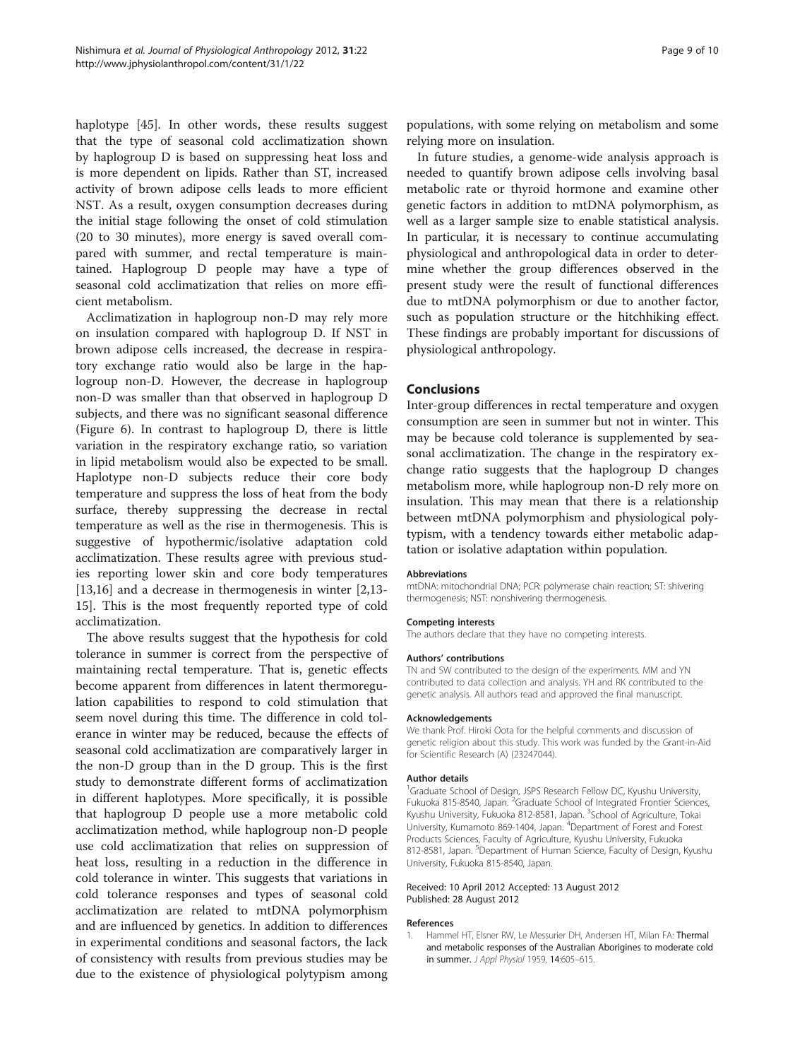haplotype [45]. In other words, these results suggest that the type of seasonal cold acclimatization shown by haplogroup D is based on suppressing heat loss and is more dependent on lipids. Rather than ST, increased activity of brown adipose cells leads to more efficient NST. As a result, oxygen consumption decreases during the initial stage following the onset of cold stimulation (20 to 30 minutes), more energy is saved overall compared with summer, and rectal temperature is maintained. Haplogroup D people may have a type of seasonal cold acclimatization that relies on more efficient metabolism.

Acclimatization in haplogroup non-D may rely more on insulation compared with haplogroup D. If NST in brown adipose cells increased, the decrease in respiratory exchange ratio would also be large in the haplogroup non-D. However, the decrease in haplogroup non-D was smaller than that observed in haplogroup D subjects, and there was no significant seasonal difference (Figure 6). In contrast to haplogroup D, there is little variation in the respiratory exchange ratio, so variation in lipid metabolism would also be expected to be small. Haplotype non-D subjects reduce their core body temperature and suppress the loss of heat from the body surface, thereby suppressing the decrease in rectal temperature as well as the rise in thermogenesis. This is suggestive of hypothermic/isolative adaptation cold acclimatization. These results agree with previous studies reporting lower skin and core body temperatures [13,16] and a decrease in thermogenesis in winter [2,13-15]. This is the most frequently reported type of cold acclimatization.

The above results suggest that the hypothesis for cold tolerance in summer is correct from the perspective of maintaining rectal temperature. That is, genetic effects become apparent from differences in latent thermoregulation capabilities to respond to cold stimulation that seem novel during this time. The difference in cold tolerance in winter may be reduced, because the effects of seasonal cold acclimatization are comparatively larger in the non-D group than in the D group. This is the first study to demonstrate different forms of acclimatization in different haplotypes. More specifically, it is possible that haplogroup D people use a more metabolic cold acclimatization method, while haplogroup non-D people use cold acclimatization that relies on suppression of heat loss, resulting in a reduction in the difference in cold tolerance in winter. This suggests that variations in cold tolerance responses and types of seasonal cold acclimatization are related to mtDNA polymorphism and are influenced by genetics. In addition to differences in experimental conditions and seasonal factors, the lack of consistency with results from previous studies may be due to the existence of physiological polytypism among populations, with some relying on metabolism and some relying more on insulation.

In future studies, a genome-wide analysis approach is needed to quantify brown adipose cells involving basal metabolic rate or thyroid hormone and examine other genetic factors in addition to mtDNA polymorphism, as well as a larger sample size to enable statistical analysis. In particular, it is necessary to continue accumulating physiological and anthropological data in order to determine whether the group differences observed in the present study were the result of functional differences due to mtDNA polymorphism or due to another factor, such as population structure or the hitchhiking effect. These findings are probably important for discussions of physiological anthropology.

## Conclusions

Inter-group differences in rectal temperature and oxygen consumption are seen in summer but not in winter. This may be because cold tolerance is supplemented by seasonal acclimatization. The change in the respiratory exchange ratio suggests that the haplogroup D changes metabolism more, while haplogroup non-D rely more on insulation. This may mean that there is a relationship between mtDNA polymorphism and physiological polytypism, with a tendency towards either metabolic adaptation or isolative adaptation within population.

#### Abbreviations

mtDNA: mitochondrial DNA; PCR: polymerase chain reaction; ST: shivering thermogenesis; NST: nonshivering thermogenesis.

#### Competing interests

The authors declare that they have no competing interests.

#### Authors' contributions

TN and SW contributed to the design of the experiments. MM and YN contributed to data collection and analysis. YH and RK contributed to the genetic analysis. All authors read and approved the final manuscript.

#### Acknowledgements

We thank Prof. Hiroki Oota for the helpful comments and discussion of genetic religion about this study. This work was funded by the Grant-in-Aid for Scientific Research (A) (23247044).

#### Author details

[1]Graduate School of Design, JSPS Research Fellow DC, Kyushu University, Fukuoka 815-8540, Japan. [2]Graduate School of Integrated Frontier Sciences, Kyushu University, Fukuoka 812-8581, Japan. [3]School of Agriculture, Tokai University, Kumamoto 869-1404, Japan. [4]Department of Forest and Forest Products Sciences, Faculty of Agriculture, Kyushu University, Fukuoka 812-8581, Japan. [5]Department of Human Science, Faculty of Design, Kyushu University, Fukuoka 815-8540, Japan.

Received: 10 April 2012 Accepted: 13 August 2012
Published: 28 August 2012

#### References

1. Hammel HT, Elsner RW, Le Messurier DH, Andersen HT, Milan FA: **Thermal and metabolic responses of the Australian Aborigines to moderate cold in summer.** *J Appl Physiol* 1959, **14**:605–615.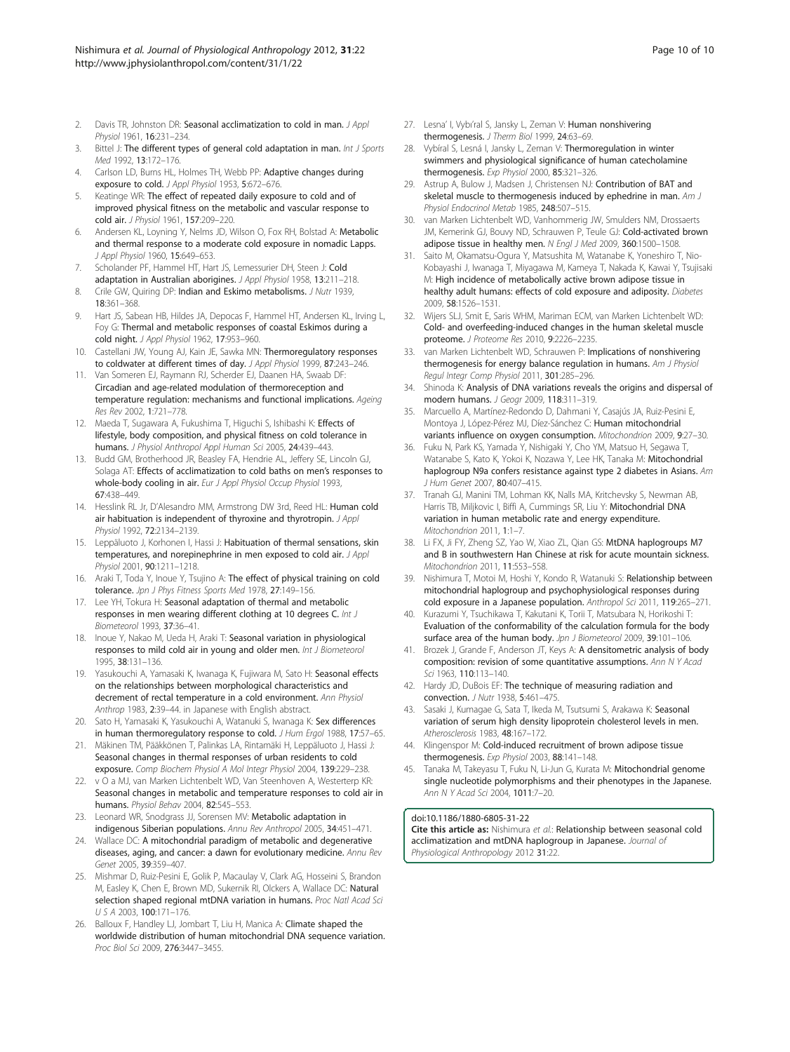2. Davis TR, Johnston DR: **Seasonal acclimatization to cold in man.** *J Appl Physiol* 1961, **16**:231–234.
3. Bittel J: **The different types of general cold adaptation in man.** *Int J Sports Med* 1992, **13**:172–176.
4. Carlson LD, Burns HL, Holmes TH, Webb PP: **Adaptive changes during exposure to cold.** *J Appl Physiol* 1953, **5**:672–676.
5. Keatinge WR: **The effect of repeated daily exposure to cold and of improved physical fitness on the metabolic and vascular response to cold air.** *J Physiol* 1961, **157**:209–220.
6. Andersen KL, Loyning Y, Nelms JD, Wilson O, Fox RH, Bolstad A: **Metabolic and thermal response to a moderate cold exposure in nomadic Lapps.** *J Appl Physiol* 1960, **15**:649–653.
7. Scholander PF, Hammel HT, Hart JS, Lemessurier DH, Steen J: **Cold adaptation in Australian aborigines.** *J Appl Physiol* 1958, **13**:211–218.
8. Crile GW, Quiring DP: **Indian and Eskimo metabolisms.** *J Nutr* 1939, **18**:361–368.
9. Hart JS, Sabean HB, Hildes JA, Depocas F, Hammel HT, Andersen KL, Irving L, Foy G: **Thermal and metabolic responses of coastal Eskimos during a cold night.** *J Appl Physiol* 1962, **17**:953–960.
10. Castellani JW, Young AJ, Kain JE, Sawka MN: **Thermoregulatory responses to coldwater at different times of day.** *J Appl Physiol* 1999, **87**:243–246.
11. Van Someren EJ, Raymann RJ, Scherder EJ, Daanen HA, Swaab DF: **Circadian and age-related modulation of thermoreception and temperature regulation: mechanisms and functional implications.** *Ageing Res Rev* 2002, **1**:721–778.
12. Maeda T, Sugawara A, Fukushima T, Higuchi S, Ishibashi K: **Effects of lifestyle, body composition, and physical fitness on cold tolerance in humans.** *J Physiol Anthropol Appl Human Sci* 2005, **24**:439–443.
13. Budd GM, Brotherhood JR, Beasley FA, Hendrie AL, Jeffery SE, Lincoln GJ, Solaga AT: **Effects of acclimatization to cold baths on men's responses to whole-body cooling in air.** *Eur J Appl Physiol Occup Physiol* 1993, **67**:438–449.
14. Hesslink RL Jr, D'Alesandro MM, Armstrong DW 3rd, Reed HL: **Human cold air habituation is independent of thyroxine and thyrotropin.** *J Appl Physiol* 1992, **72**:2134–2139.
15. Leppäluoto J, Korhonen I, Hassi J: **Habituation of thermal sensations, skin temperatures, and norepinephrine in men exposed to cold air.** *J Appl Physiol* 2001, **90**:1211–1218.
16. Araki T, Toda Y, Inoue Y, Tsujino A: **The effect of physical training on cold tolerance.** *Jpn J Phys Fitness Sports Med* 1978, **27**:149–156.
17. Lee YH, Tokura H: **Seasonal adaptation of thermal and metabolic responses in men wearing different clothing at 10 degrees C.** *Int J Biometeorol* 1993, **37**:36–41.
18. Inoue Y, Nakao M, Ueda H, Araki T: **Seasonal variation in physiological responses to mild cold air in young and older men.** *Int J Biometeorol* 1995, **38**:131–136.
19. Yasukouchi A, Yamasaki K, Iwanaga K, Fujiwara M, Sato H: **Seasonal effects on the relationships between morphological characteristics and decrement of rectal temperature in a cold environment.** *Ann Physiol Anthrop* 1983, **2**:39–44. in Japanese with English abstract.
20. Sato H, Yamasaki K, Yasukouchi A, Watanuki S, Iwanaga K: **Sex differences in human thermoregulatory response to cold.** *J Hum Ergol* 1988, **17**:57–65.
21. Mäkinen TM, Pääkkönen T, Palinkas LA, Rintamäki H, Leppäluoto J, Hassi J: **Seasonal changes in thermal responses of urban residents to cold exposure.** *Comp Biochem Physiol A Mol Integr Physiol* 2004, **139**:229–238.
22. v O a MJ, van Marken Lichtenbelt WD, Van Steenhoven A, Westerterp KR: **Seasonal changes in metabolic and temperature responses to cold air in humans.** *Physiol Behav* 2004, **82**:545–553.
23. Leonard WR, Snodgrass JJ, Sorensen MV: **Metabolic adaptation in indigenous Siberian populations.** *Annu Rev Anthropol* 2005, **34**:451–471.
24. Wallace DC: **A mitochondrial paradigm of metabolic and degenerative diseases, aging, and cancer: a dawn for evolutionary medicine.** *Annu Rev Genet* 2005, **39**:359–407.
25. Mishmar D, Ruiz-Pesini E, Golik P, Macaulay V, Clark AG, Hosseini S, Brandon M, Easley K, Chen E, Brown MD, Sukernik RI, Olckers A, Wallace DC: **Natural selection shaped regional mtDNA variation in humans.** *Proc Natl Acad Sci U S A* 2003, **100**:171–176.
26. Balloux F, Handley LJ, Jombart T, Liu H, Manica A: **Climate shaped the worldwide distribution of human mitochondrial DNA sequence variation.** *Proc Biol Sci* 2009, **276**:3447–3455.
27. Lesna' I, Vybi'ral S, Jansky L, Zeman V: **Human nonshivering thermogenesis.** *J Therm Biol* 1999, **24**:63–69.
28. Vybíral S, Lesná I, Jansky L, Zeman V: **Thermoregulation in winter swimmers and physiological significance of human catecholamine thermogenesis.** *Exp Physiol* 2000, **85**:321–326.
29. Astrup A, Bulow J, Madsen J, Christensen NJ: **Contribution of BAT and skeletal muscle to thermogenesis induced by ephedrine in man.** *Am J Physiol Endocrinol Metab* 1985, **248**:507–515.
30. van Marken Lichtenbelt WD, Vanhommerig JW, Smulders NM, Drossaerts JM, Kemerink GJ, Bouvy ND, Schrauwen P, Teule GJ: **Cold-activated brown adipose tissue in healthy men.** *N Engl J Med* 2009, **360**:1500–1508.
31. Saito M, Okamatsu-Ogura Y, Matsushita M, Watanabe K, Yoneshiro T, Nio-Kobayashi J, Iwanaga T, Miyagawa M, Kameya T, Nakada K, Kawai Y, Tsujisaki M: **High incidence of metabolically active brown adipose tissue in healthy adult humans: effects of cold exposure and adiposity.** *Diabetes* 2009, **58**:1526–1531.
32. Wijers SLJ, Smit E, Saris WHM, Mariman ECM, van Marken Lichtenbelt WD: **Cold- and overfeeding-induced changes in the human skeletal muscle proteome.** *J Proteome Res* 2010, **9**:2226–2235.
33. van Marken Lichtenbelt WD, Schrauwen P: **Implications of nonshivering thermogenesis for energy balance regulation in humans.** *Am J Physiol Regul Integr Comp Physiol* 2011, **301**:285–296.
34. Shinoda K: **Analysis of DNA variations reveals the origins and dispersal of modern humans.** *J Geogr* 2009, **118**:311–319.
35. Marcuello A, Martínez-Redondo D, Dahmani Y, Casajús JA, Ruiz-Pesini E, Montoya J, López-Pérez MJ, Díez-Sánchez C: **Human mitochondrial variants influence on oxygen consumption.** *Mitochondrion* 2009, **9**:27–30.
36. Fuku N, Park KS, Yamada Y, Nishigaki Y, Cho YM, Matsuo H, Segawa T, Watanabe S, Kato K, Yokoi K, Nozawa Y, Lee HK, Tanaka M: **Mitochondrial haplogroup N9a confers resistance against type 2 diabetes in Asians.** *Am J Hum Genet* 2007, **80**:407–415.
37. Tranah GJ, Manini TM, Lohman KK, Nalls MA, Kritchevsky S, Newman AB, Harris TB, Miljkovic I, Biffi A, Cummings SR, Liu Y: **Mitochondrial DNA variation in human metabolic rate and energy expenditure.** *Mitochondrion* 2011, **1**:1–7.
38. Li FX, Ji FY, Zheng SZ, Yao W, Xiao ZL, Qian GS: **MtDNA haplogroups M7 and B in southwestern Han Chinese at risk for acute mountain sickness.** *Mitochondrion* 2011, **11**:553–558.
39. Nishimura T, Motoi M, Hoshi Y, Kondo R, Watanuki S: **Relationship between mitochondrial haplogroup and psychophysiological responses during cold exposure in a Japanese population.** *Anthropol Sci* 2011, **119**:265–271.
40. Kurazumi Y, Tsuchikawa T, Kakutani K, Torii T, Matsubara N, Horikoshi T: **Evaluation of the conformability of the calculation formula for the body surface area of the human body.** *Jpn J Biometeorol* 2009, **39**:101–106.
41. Brozek J, Grande F, Anderson JT, Keys A: **A densitometric analysis of body composition: revision of some quantitative assumptions.** *Ann N Y Acad Sci* 1963, **110**:113–140.
42. Hardy JD, DuBois EF: **The technique of measuring radiation and convection.** *J Nutr* 1938, **5**:461–475.
43. Sasaki J, Kumagae G, Sata T, Ikeda M, Tsutsumi S, Arakawa K: **Seasonal variation of serum high density lipoprotein cholesterol levels in men.** *Atherosclerosis* 1983, **48**:167–172.
44. Klingenspor M: **Cold-induced recruitment of brown adipose tissue thermogenesis.** *Exp Physiol* 2003, **88**:141–148.
45. Tanaka M, Takeyasu T, Fuku N, Li-Jun G, Kurata M: **Mitochondrial genome single nucleotide polymorphisms and their phenotypes in the Japanese.** *Ann N Y Acad Sci* 2004, **1011**:7–20.

doi:10.1186/1880-6805-31-22

**Cite this article as:** Nishimura *et al.*: Relationship between seasonal cold acclimatization and mtDNA haplogroup in Japanese. *Journal of Physiological Anthropology* 2012 **31**:22.